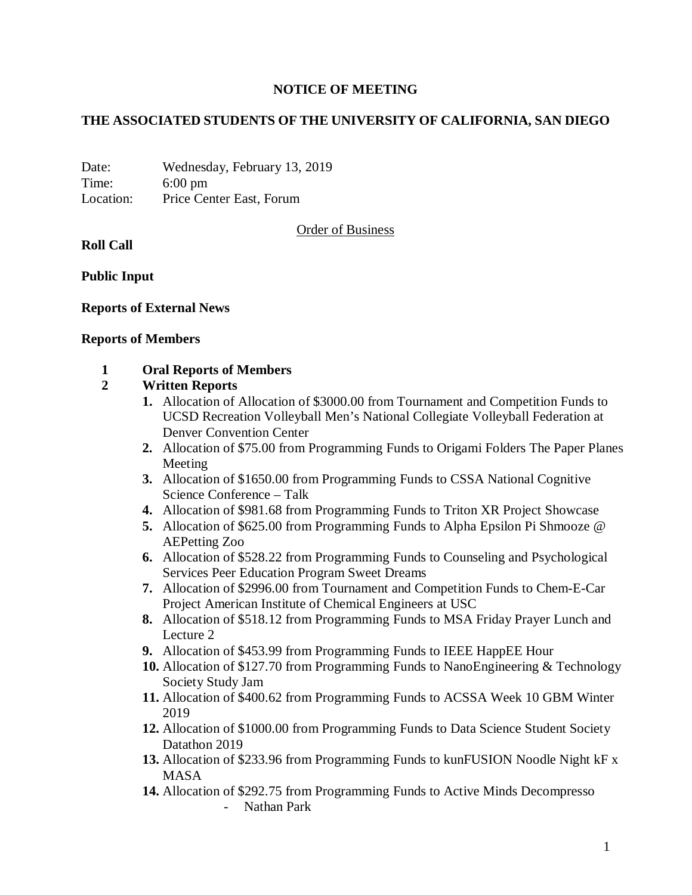# NOTICE OF MEETING

## THE ASSOCIATED STUDENTS OF THE UNIVERSITY OF CALIFORNIA, SAN DIEGO

Date: Wednesday, February 13, 2019
Time: 6:00 pm
Location: Price Center East, Forum

Order of Business

**Roll Call**

**Public Input**

**Reports of External News**

**Reports of Members**

**1 Oral Reports of Members**

**2 Written Reports**

1. Allocation of Allocation of $3000.00 from Tournament and Competition Funds to UCSD Recreation Volleyball Men's National Collegiate Volleyball Federation at Denver Convention Center
2. Allocation of $75.00 from Programming Funds to Origami Folders The Paper Planes Meeting
3. Allocation of $1650.00 from Programming Funds to CSSA National Cognitive Science Conference – Talk
4. Allocation of $981.68 from Programming Funds to Triton XR Project Showcase
5. Allocation of $625.00 from Programming Funds to Alpha Epsilon Pi Shmooze @ AEPetting Zoo
6. Allocation of $528.22 from Programming Funds to Counseling and Psychological Services Peer Education Program Sweet Dreams
7. Allocation of $2996.00 from Tournament and Competition Funds to Chem-E-Car Project American Institute of Chemical Engineers at USC
8. Allocation of $518.12 from Programming Funds to MSA Friday Prayer Lunch and Lecture 2
9. Allocation of $453.99 from Programming Funds to IEEE HappEE Hour
10. Allocation of $127.70 from Programming Funds to NanoEngineering & Technology Society Study Jam
11. Allocation of $400.62 from Programming Funds to ACSSA Week 10 GBM Winter 2019
12. Allocation of $1000.00 from Programming Funds to Data Science Student Society Datathon 2019
13. Allocation of $233.96 from Programming Funds to kunFUSION Noodle Night kF x MASA
14. Allocation of $292.75 from Programming Funds to Active Minds Decompresso
    - Nathan Park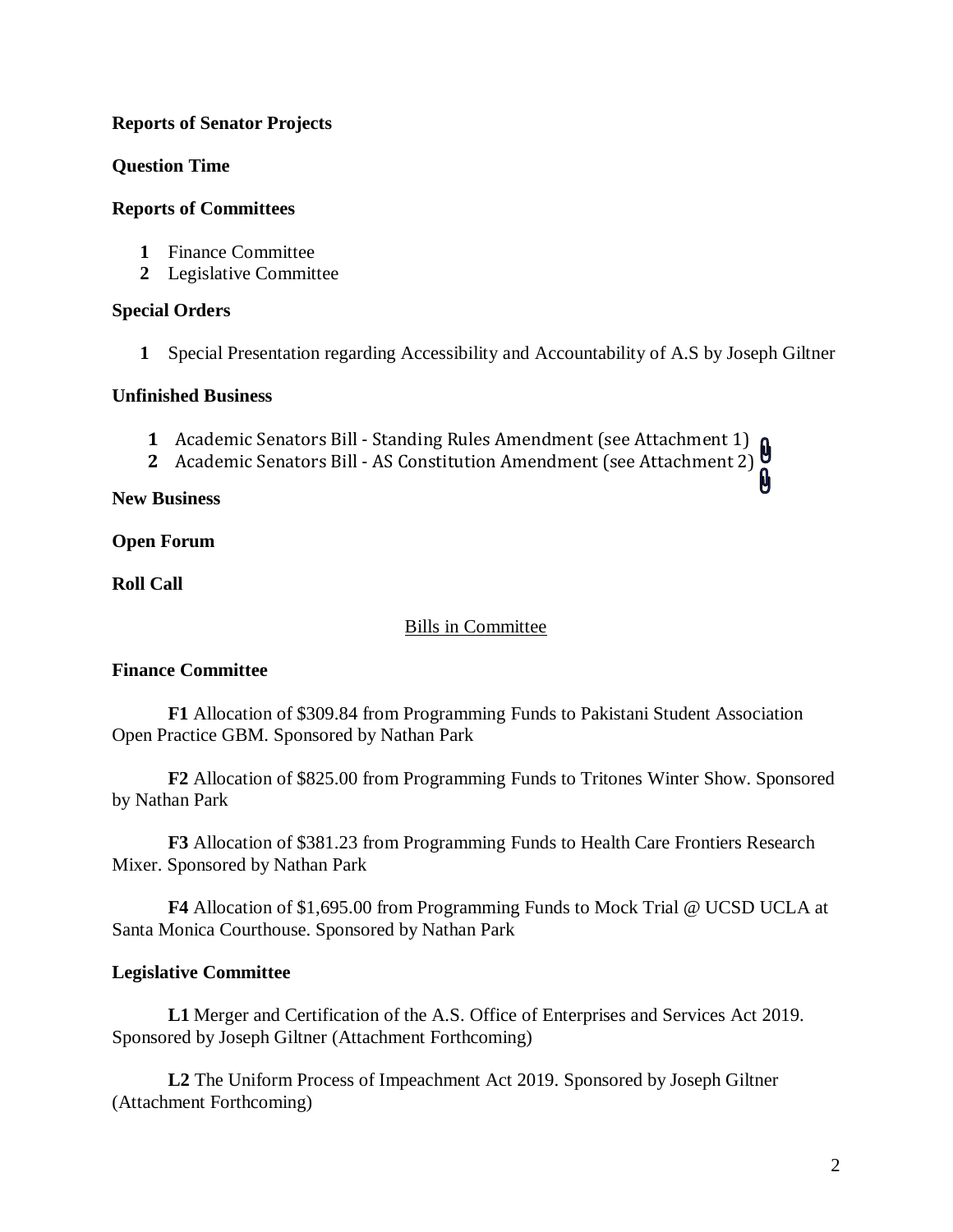**Reports of Senator Projects**

**Question Time**

**Reports of Committees**

1. Finance Committee
2. Legislative Committee

**Special Orders**

1. Special Presentation regarding Accessibility and Accountability of A.S by Joseph Giltner

**Unfinished Business**

1. Academic Senators Bill - Standing Rules Amendment (see Attachment 1)
2. Academic Senators Bill - AS Constitution Amendment (see Attachment 2)

**New Business**

**Open Forum**

**Roll Call**

## Bills in Committee

**Finance Committee**

**F1** Allocation of $309.84 from Programming Funds to Pakistani Student Association Open Practice GBM. Sponsored by Nathan Park

**F2** Allocation of $825.00 from Programming Funds to Tritones Winter Show. Sponsored by Nathan Park

**F3** Allocation of $381.23 from Programming Funds to Health Care Frontiers Research Mixer. Sponsored by Nathan Park

**F4** Allocation of $1,695.00 from Programming Funds to Mock Trial @ UCSD UCLA at Santa Monica Courthouse. Sponsored by Nathan Park

**Legislative Committee**

**L1** Merger and Certification of the A.S. Office of Enterprises and Services Act 2019. Sponsored by Joseph Giltner (Attachment Forthcoming)

**L2** The Uniform Process of Impeachment Act 2019. Sponsored by Joseph Giltner (Attachment Forthcoming)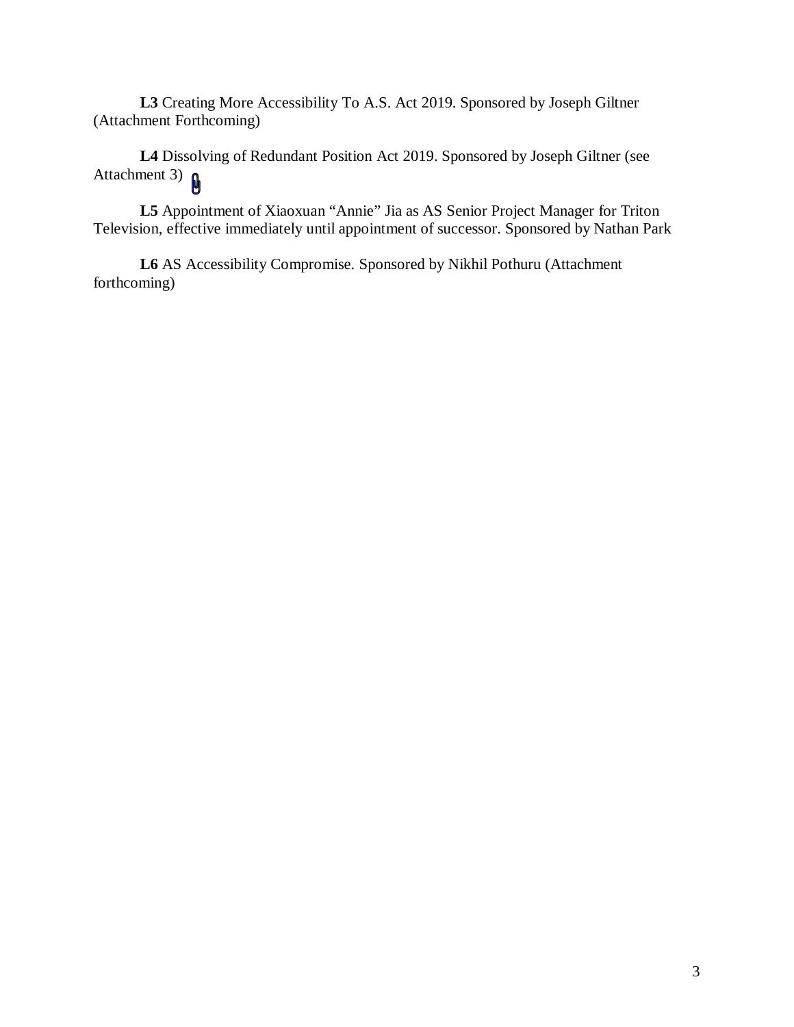**L3** Creating More Accessibility To A.S. Act 2019. Sponsored by Joseph Giltner (Attachment Forthcoming)

**L4** Dissolving of Redundant Position Act 2019. Sponsored by Joseph Giltner (see Attachment 3)

**L5** Appointment of Xiaoxuan "Annie" Jia as AS Senior Project Manager for Triton Television, effective immediately until appointment of successor. Sponsored by Nathan Park

**L6** AS Accessibility Compromise. Sponsored by Nikhil Pothuru (Attachment forthcoming)